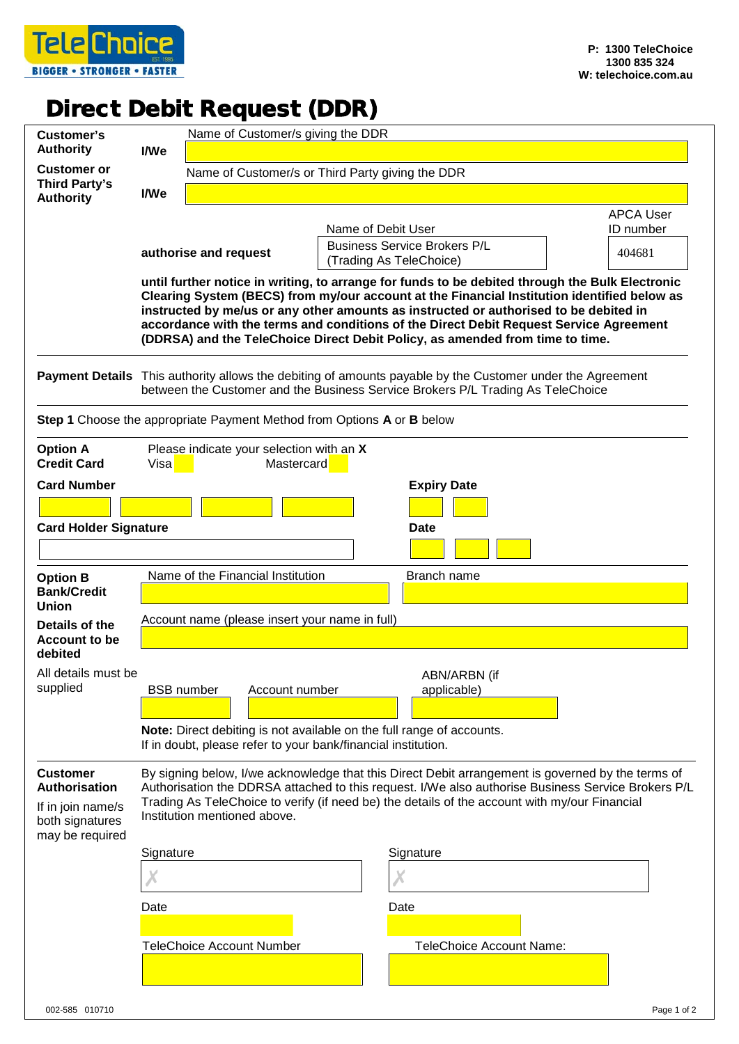TeleChoice
BIGGER • STRONGER • FASTER

**P: 1300 TeleChoice**
**1300 835 324**
**W: telechoice.com.au**

# Direct Debit Request (DDR)

**Customer's Authority** **I/We** Name of Customer/s giving the DDR

**Customer or Third Party's Authority** **I/We** Name of Customer/s or Third Party giving the DDR

**authorise and request**

| Name of Debit User | APCA User ID number |
|---|---|
| Business Service Brokers P/L (Trading As TeleChoice) | 404681 |

**until further notice in writing, to arrange for funds to be debited through the Bulk Electronic Clearing System (BECS) from my/our account at the Financial Institution identified below as instructed by me/us or any other amounts as instructed or authorised to be debited in accordance with the terms and conditions of the Direct Debit Request Service Agreement (DDRSA) and the TeleChoice Direct Debit Policy, as amended from time to time.**

**Payment Details** This authority allows the debiting of amounts payable by the Customer under the Agreement between the Customer and the Business Service Brokers P/L Trading As TeleChoice

**Step 1** Choose the appropriate Payment Method from Options **A** or **B** below

**Option A Credit Card**

Please indicate your selection with an **X**

Visa Mastercard

**Card Number** **Expiry Date**

**Card Holder Signature** **Date**

**Option B Bank/Credit Union**

**Details of the Account to be debited**

All details must be supplied

Name of the Financial Institution Branch name

Account name (please insert your name in full)

BSB number Account number ABN/ARBN (if applicable)

**Note:** Direct debiting is not available on the full range of accounts. If in doubt, please refer to your bank/financial institution.

**Customer Authorisation**

If in join name/s both signatures may be required

By signing below, I/we acknowledge that this Direct Debit arrangement is governed by the terms of Authorisation the DDRSA attached to this request. I/We also authorise Business Service Brokers P/L Trading As TeleChoice to verify (if need be) the details of the account with my/our Financial Institution mentioned above.

Signature Signature

✗ ✗

Date Date

TeleChoice Account Number TeleChoice Account Name:

002-585 010710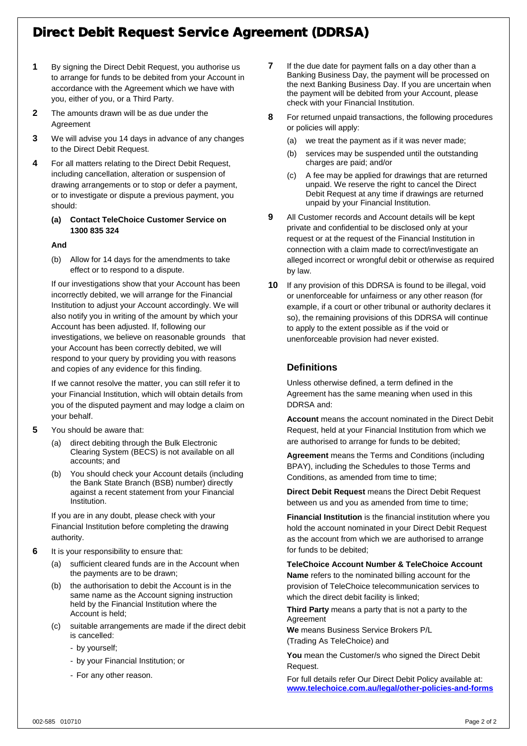# Direct Debit Request Service Agreement (DDRSA)

**1** By signing the Direct Debit Request, you authorise us to arrange for funds to be debited from your Account in accordance with the Agreement which we have with you, either of you, or a Third Party.

**2** The amounts drawn will be as due under the Agreement

**3** We will advise you 14 days in advance of any changes to the Direct Debit Request.

**4** For all matters relating to the Direct Debit Request, including cancellation, alteration or suspension of drawing arrangements or to stop or defer a payment, or to investigate or dispute a previous payment, you should:

**(a) Contact TeleChoice Customer Service on 1300 835 324**

**And**

(b) Allow for 14 days for the amendments to take effect or to respond to a dispute.

If our investigations show that your Account has been incorrectly debited, we will arrange for the Financial Institution to adjust your Account accordingly. We will also notify you in writing of the amount by which your Account has been adjusted. If, following our investigations, we believe on reasonable grounds that your Account has been correctly debited, we will respond to your query by providing you with reasons and copies of any evidence for this finding.

If we cannot resolve the matter, you can still refer it to your Financial Institution, which will obtain details from you of the disputed payment and may lodge a claim on your behalf.

**5** You should be aware that:

(a) direct debiting through the Bulk Electronic Clearing System (BECS) is not available on all accounts; and

(b) You should check your Account details (including the Bank State Branch (BSB) number) directly against a recent statement from your Financial Institution.

If you are in any doubt, please check with your Financial Institution before completing the drawing authority.

**6** It is your responsibility to ensure that:

(a) sufficient cleared funds are in the Account when the payments are to be drawn;

(b) the authorisation to debit the Account is in the same name as the Account signing instruction held by the Financial Institution where the Account is held;

(c) suitable arrangements are made if the direct debit is cancelled:

- by yourself;
- by your Financial Institution; or
- For any other reason.

**7** If the due date for payment falls on a day other than a Banking Business Day, the payment will be processed on the next Banking Business Day. If you are uncertain when the payment will be debited from your Account, please check with your Financial Institution.

**8** For returned unpaid transactions, the following procedures or policies will apply:

(a) we treat the payment as if it was never made;

(b) services may be suspended until the outstanding charges are paid; and/or

(c) A fee may be applied for drawings that are returned unpaid. We reserve the right to cancel the Direct Debit Request at any time if drawings are returned unpaid by your Financial Institution.

**9** All Customer records and Account details will be kept private and confidential to be disclosed only at your request or at the request of the Financial Institution in connection with a claim made to correct/investigate an alleged incorrect or wrongful debit or otherwise as required by law.

**10** If any provision of this DDRSA is found to be illegal, void or unenforceable for unfairness or any other reason (for example, if a court or other tribunal or authority declares it so), the remaining provisions of this DDRSA will continue to apply to the extent possible as if the void or unenforceable provision had never existed.

## Definitions

Unless otherwise defined, a term defined in the Agreement has the same meaning when used in this DDRSA and:

**Account** means the account nominated in the Direct Debit Request, held at your Financial Institution from which we are authorised to arrange for funds to be debited;

**Agreement** means the Terms and Conditions (including BPAY), including the Schedules to those Terms and Conditions, as amended from time to time;

**Direct Debit Request** means the Direct Debit Request between us and you as amended from time to time;

**Financial Institution** is the financial institution where you hold the account nominated in your Direct Debit Request as the account from which we are authorised to arrange for funds to be debited;

**TeleChoice Account Number & TeleChoice Account Name** refers to the nominated billing account for the provision of TeleChoice telecommunication services to which the direct debit facility is linked;

**Third Party** means a party that is not a party to the Agreement

**We** means Business Service Brokers P/L (Trading As TeleChoice) and

**You** mean the Customer/s who signed the Direct Debit Request.

For full details refer Our Direct Debit Policy available at: **www.telechoice.com.au/legal/other-policies-and-forms**

002-585 010710